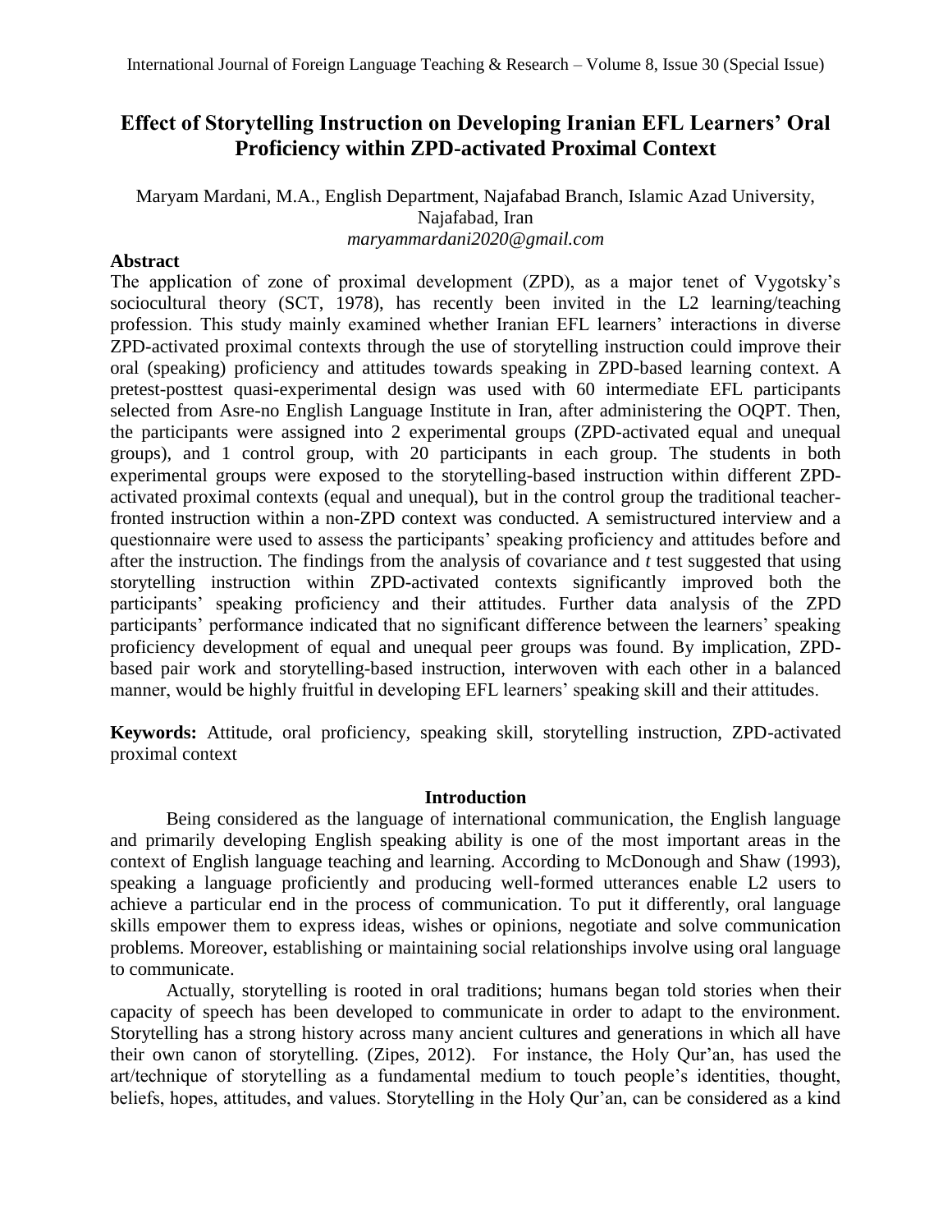# Effect of Storytelling Instruction on Developing Iranian EFL Learners' Oral Proficiency within ZPD-activated Proximal Context

Maryam Mardani, M.A., English Department, Najafabad Branch, Islamic Azad University, Najafabad, Iran

*maryammardani2020@gmail.com*

## Abstract

The application of zone of proximal development (ZPD), as a major tenet of Vygotsky's sociocultural theory (SCT, 1978), has recently been invited in the L2 learning/teaching profession. This study mainly examined whether Iranian EFL learners' interactions in diverse ZPD-activated proximal contexts through the use of storytelling instruction could improve their oral (speaking) proficiency and attitudes towards speaking in ZPD-based learning context. A pretest-posttest quasi-experimental design was used with 60 intermediate EFL participants selected from Asre-no English Language Institute in Iran, after administering the OQPT. Then, the participants were assigned into 2 experimental groups (ZPD-activated equal and unequal groups), and 1 control group, with 20 participants in each group. The students in both experimental groups were exposed to the storytelling-based instruction within different ZPD-activated proximal contexts (equal and unequal), but in the control group the traditional teacher-fronted instruction within a non-ZPD context was conducted. A semistructured interview and a questionnaire were used to assess the participants' speaking proficiency and attitudes before and after the instruction. The findings from the analysis of covariance and *t* test suggested that using storytelling instruction within ZPD-activated contexts significantly improved both the participants' speaking proficiency and their attitudes. Further data analysis of the ZPD participants' performance indicated that no significant difference between the learners' speaking proficiency development of equal and unequal peer groups was found. By implication, ZPD-based pair work and storytelling-based instruction, interwoven with each other in a balanced manner, would be highly fruitful in developing EFL learners' speaking skill and their attitudes.

**Keywords:** Attitude, oral proficiency, speaking skill, storytelling instruction, ZPD-activated proximal context

## Introduction

Being considered as the language of international communication, the English language and primarily developing English speaking ability is one of the most important areas in the context of English language teaching and learning. According to McDonough and Shaw (1993), speaking a language proficiently and producing well-formed utterances enable L2 users to achieve a particular end in the process of communication. To put it differently, oral language skills empower them to express ideas, wishes or opinions, negotiate and solve communication problems. Moreover, establishing or maintaining social relationships involve using oral language to communicate.

Actually, storytelling is rooted in oral traditions; humans began told stories when their capacity of speech has been developed to communicate in order to adapt to the environment. Storytelling has a strong history across many ancient cultures and generations in which all have their own canon of storytelling. (Zipes, 2012). For instance, the Holy Qur'an, has used the art/technique of storytelling as a fundamental medium to touch people's identities, thought, beliefs, hopes, attitudes, and values. Storytelling in the Holy Qur'an, can be considered as a kind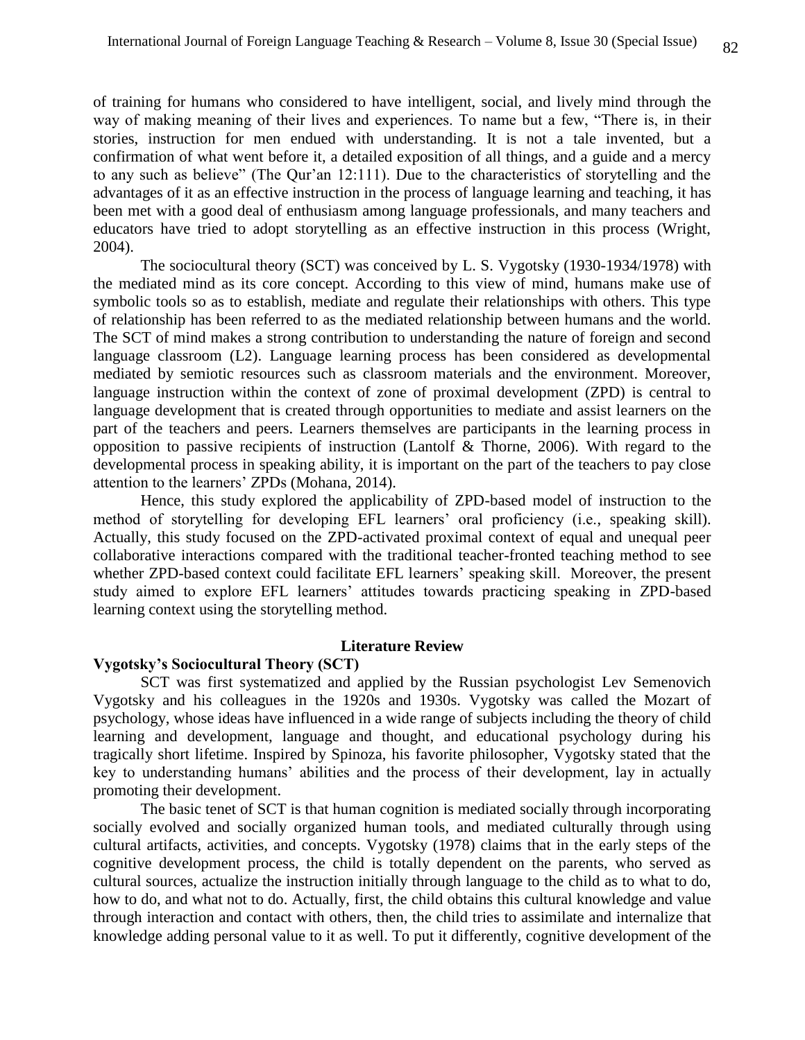of training for humans who considered to have intelligent, social, and lively mind through the way of making meaning of their lives and experiences. To name but a few, "There is, in their stories, instruction for men endued with understanding. It is not a tale invented, but a confirmation of what went before it, a detailed exposition of all things, and a guide and a mercy to any such as believe" (The Qur'an 12:111). Due to the characteristics of storytelling and the advantages of it as an effective instruction in the process of language learning and teaching, it has been met with a good deal of enthusiasm among language professionals, and many teachers and educators have tried to adopt storytelling as an effective instruction in this process (Wright, 2004).

The sociocultural theory (SCT) was conceived by L. S. Vygotsky (1930-1934/1978) with the mediated mind as its core concept. According to this view of mind, humans make use of symbolic tools so as to establish, mediate and regulate their relationships with others. This type of relationship has been referred to as the mediated relationship between humans and the world. The SCT of mind makes a strong contribution to understanding the nature of foreign and second language classroom (L2). Language learning process has been considered as developmental mediated by semiotic resources such as classroom materials and the environment. Moreover, language instruction within the context of zone of proximal development (ZPD) is central to language development that is created through opportunities to mediate and assist learners on the part of the teachers and peers. Learners themselves are participants in the learning process in opposition to passive recipients of instruction (Lantolf & Thorne, 2006). With regard to the developmental process in speaking ability, it is important on the part of the teachers to pay close attention to the learners' ZPDs (Mohana, 2014).

Hence, this study explored the applicability of ZPD-based model of instruction to the method of storytelling for developing EFL learners' oral proficiency (i.e., speaking skill). Actually, this study focused on the ZPD-activated proximal context of equal and unequal peer collaborative interactions compared with the traditional teacher-fronted teaching method to see whether ZPD-based context could facilitate EFL learners' speaking skill. Moreover, the present study aimed to explore EFL learners' attitudes towards practicing speaking in ZPD-based learning context using the storytelling method.

## Literature Review

### Vygotsky's Sociocultural Theory (SCT)

SCT was first systematized and applied by the Russian psychologist Lev Semenovich Vygotsky and his colleagues in the 1920s and 1930s. Vygotsky was called the Mozart of psychology, whose ideas have influenced in a wide range of subjects including the theory of child learning and development, language and thought, and educational psychology during his tragically short lifetime. Inspired by Spinoza, his favorite philosopher, Vygotsky stated that the key to understanding humans' abilities and the process of their development, lay in actually promoting their development.

The basic tenet of SCT is that human cognition is mediated socially through incorporating socially evolved and socially organized human tools, and mediated culturally through using cultural artifacts, activities, and concepts. Vygotsky (1978) claims that in the early steps of the cognitive development process, the child is totally dependent on the parents, who served as cultural sources, actualize the instruction initially through language to the child as to what to do, how to do, and what not to do. Actually, first, the child obtains this cultural knowledge and value through interaction and contact with others, then, the child tries to assimilate and internalize that knowledge adding personal value to it as well. To put it differently, cognitive development of the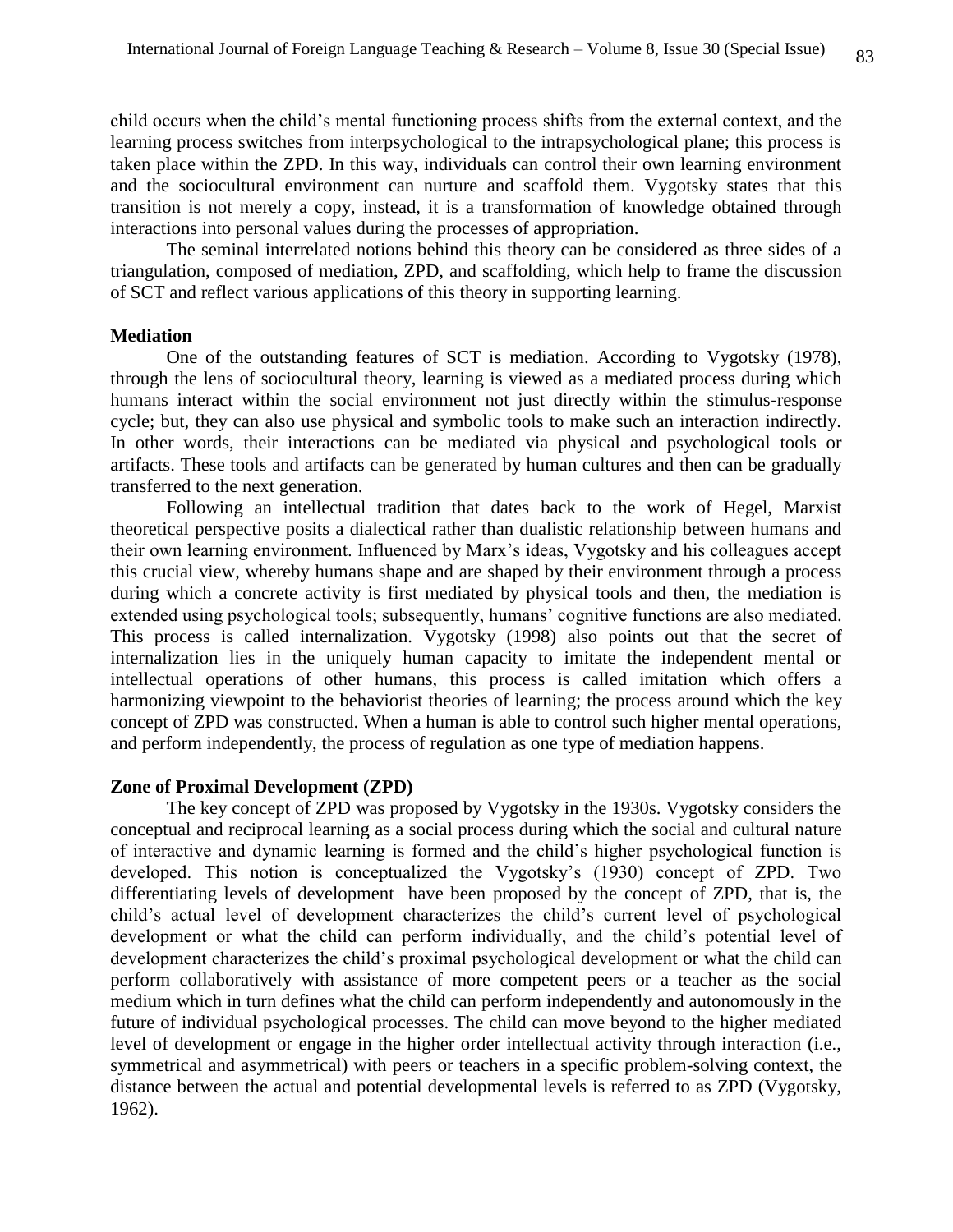child occurs when the child's mental functioning process shifts from the external context, and the learning process switches from interpsychological to the intrapsychological plane; this process is taken place within the ZPD. In this way, individuals can control their own learning environment and the sociocultural environment can nurture and scaffold them. Vygotsky states that this transition is not merely a copy, instead, it is a transformation of knowledge obtained through interactions into personal values during the processes of appropriation.

The seminal interrelated notions behind this theory can be considered as three sides of a triangulation, composed of mediation, ZPD, and scaffolding, which help to frame the discussion of SCT and reflect various applications of this theory in supporting learning.

**Mediation**

One of the outstanding features of SCT is mediation. According to Vygotsky (1978), through the lens of sociocultural theory, learning is viewed as a mediated process during which humans interact within the social environment not just directly within the stimulus-response cycle; but, they can also use physical and symbolic tools to make such an interaction indirectly. In other words, their interactions can be mediated via physical and psychological tools or artifacts. These tools and artifacts can be generated by human cultures and then can be gradually transferred to the next generation.

Following an intellectual tradition that dates back to the work of Hegel, Marxist theoretical perspective posits a dialectical rather than dualistic relationship between humans and their own learning environment. Influenced by Marx's ideas, Vygotsky and his colleagues accept this crucial view, whereby humans shape and are shaped by their environment through a process during which a concrete activity is first mediated by physical tools and then, the mediation is extended using psychological tools; subsequently, humans' cognitive functions are also mediated. This process is called internalization. Vygotsky (1998) also points out that the secret of internalization lies in the uniquely human capacity to imitate the independent mental or intellectual operations of other humans, this process is called imitation which offers a harmonizing viewpoint to the behaviorist theories of learning; the process around which the key concept of ZPD was constructed. When a human is able to control such higher mental operations, and perform independently, the process of regulation as one type of mediation happens.

**Zone of Proximal Development (ZPD)**

The key concept of ZPD was proposed by Vygotsky in the 1930s. Vygotsky considers the conceptual and reciprocal learning as a social process during which the social and cultural nature of interactive and dynamic learning is formed and the child's higher psychological function is developed. This notion is conceptualized the Vygotsky's (1930) concept of ZPD. Two differentiating levels of development have been proposed by the concept of ZPD, that is, the child's actual level of development characterizes the child's current level of psychological development or what the child can perform individually, and the child's potential level of development characterizes the child's proximal psychological development or what the child can perform collaboratively with assistance of more competent peers or a teacher as the social medium which in turn defines what the child can perform independently and autonomously in the future of individual psychological processes. The child can move beyond to the higher mediated level of development or engage in the higher order intellectual activity through interaction (i.e., symmetrical and asymmetrical) with peers or teachers in a specific problem-solving context, the distance between the actual and potential developmental levels is referred to as ZPD (Vygotsky, 1962).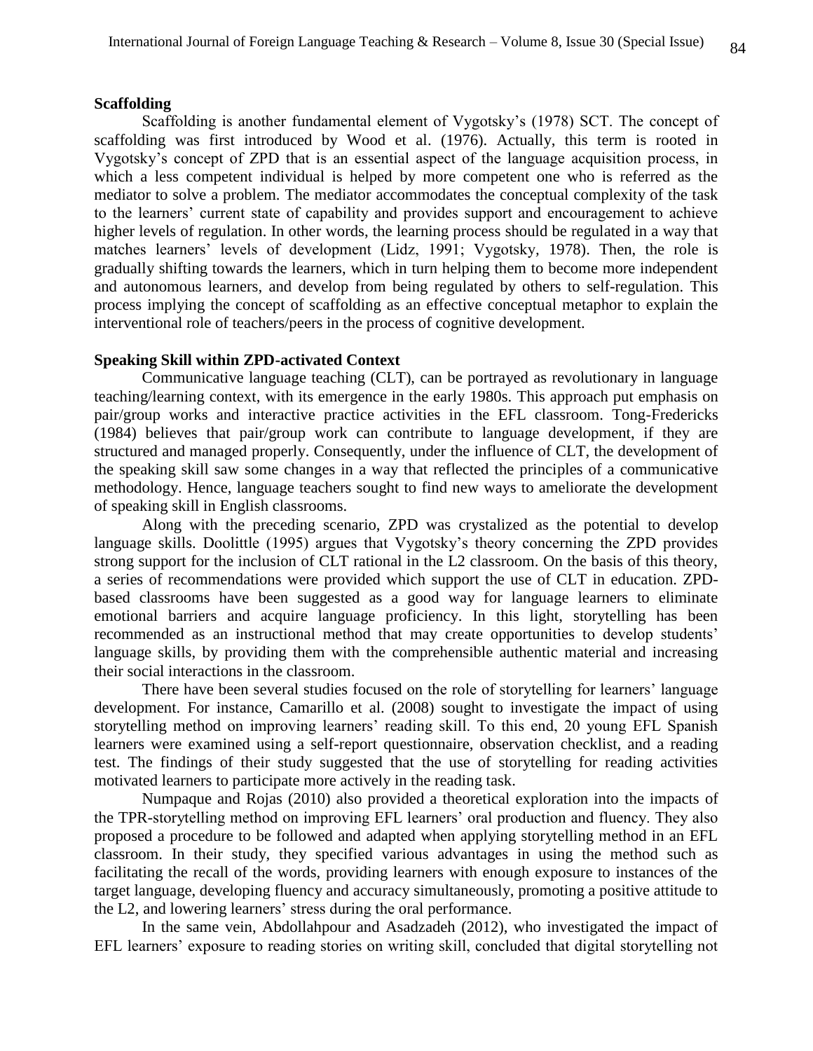### Scaffolding

Scaffolding is another fundamental element of Vygotsky's (1978) SCT. The concept of scaffolding was first introduced by Wood et al. (1976). Actually, this term is rooted in Vygotsky's concept of ZPD that is an essential aspect of the language acquisition process, in which a less competent individual is helped by more competent one who is referred as the mediator to solve a problem. The mediator accommodates the conceptual complexity of the task to the learners' current state of capability and provides support and encouragement to achieve higher levels of regulation. In other words, the learning process should be regulated in a way that matches learners' levels of development (Lidz, 1991; Vygotsky, 1978). Then, the role is gradually shifting towards the learners, which in turn helping them to become more independent and autonomous learners, and develop from being regulated by others to self-regulation. This process implying the concept of scaffolding as an effective conceptual metaphor to explain the interventional role of teachers/peers in the process of cognitive development.

### Speaking Skill within ZPD-activated Context

Communicative language teaching (CLT), can be portrayed as revolutionary in language teaching/learning context, with its emergence in the early 1980s. This approach put emphasis on pair/group works and interactive practice activities in the EFL classroom. Tong-Fredericks (1984) believes that pair/group work can contribute to language development, if they are structured and managed properly. Consequently, under the influence of CLT, the development of the speaking skill saw some changes in a way that reflected the principles of a communicative methodology. Hence, language teachers sought to find new ways to ameliorate the development of speaking skill in English classrooms.

Along with the preceding scenario, ZPD was crystalized as the potential to develop language skills. Doolittle (1995) argues that Vygotsky's theory concerning the ZPD provides strong support for the inclusion of CLT rational in the L2 classroom. On the basis of this theory, a series of recommendations were provided which support the use of CLT in education. ZPD-based classrooms have been suggested as a good way for language learners to eliminate emotional barriers and acquire language proficiency. In this light, storytelling has been recommended as an instructional method that may create opportunities to develop students' language skills, by providing them with the comprehensible authentic material and increasing their social interactions in the classroom.

There have been several studies focused on the role of storytelling for learners' language development. For instance, Camarillo et al. (2008) sought to investigate the impact of using storytelling method on improving learners' reading skill. To this end, 20 young EFL Spanish learners were examined using a self-report questionnaire, observation checklist, and a reading test. The findings of their study suggested that the use of storytelling for reading activities motivated learners to participate more actively in the reading task.

Numpaque and Rojas (2010) also provided a theoretical exploration into the impacts of the TPR-storytelling method on improving EFL learners' oral production and fluency. They also proposed a procedure to be followed and adapted when applying storytelling method in an EFL classroom. In their study, they specified various advantages in using the method such as facilitating the recall of the words, providing learners with enough exposure to instances of the target language, developing fluency and accuracy simultaneously, promoting a positive attitude to the L2, and lowering learners' stress during the oral performance.

In the same vein, Abdollahpour and Asadzadeh (2012), who investigated the impact of EFL learners' exposure to reading stories on writing skill, concluded that digital storytelling not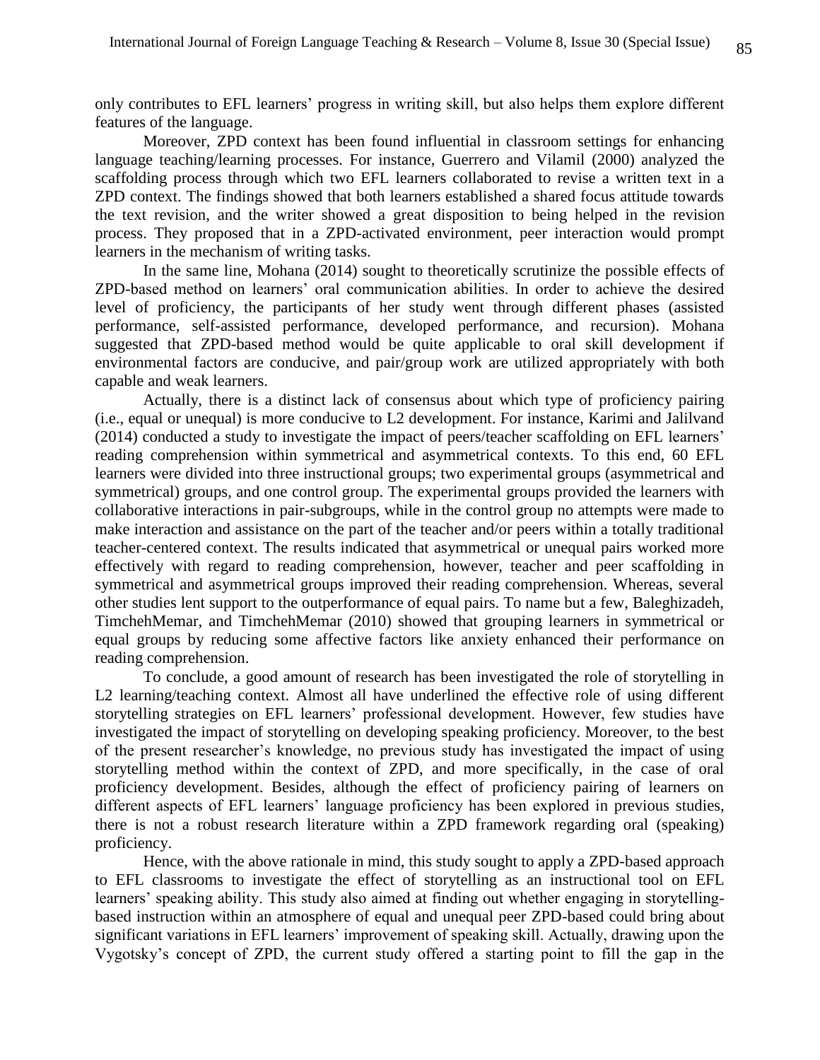only contributes to EFL learners' progress in writing skill, but also helps them explore different features of the language.

Moreover, ZPD context has been found influential in classroom settings for enhancing language teaching/learning processes. For instance, Guerrero and Vilamil (2000) analyzed the scaffolding process through which two EFL learners collaborated to revise a written text in a ZPD context. The findings showed that both learners established a shared focus attitude towards the text revision, and the writer showed a great disposition to being helped in the revision process. They proposed that in a ZPD-activated environment, peer interaction would prompt learners in the mechanism of writing tasks.

In the same line, Mohana (2014) sought to theoretically scrutinize the possible effects of ZPD-based method on learners' oral communication abilities. In order to achieve the desired level of proficiency, the participants of her study went through different phases (assisted performance, self-assisted performance, developed performance, and recursion). Mohana suggested that ZPD-based method would be quite applicable to oral skill development if environmental factors are conducive, and pair/group work are utilized appropriately with both capable and weak learners.

Actually, there is a distinct lack of consensus about which type of proficiency pairing (i.e., equal or unequal) is more conducive to L2 development. For instance, Karimi and Jalilvand (2014) conducted a study to investigate the impact of peers/teacher scaffolding on EFL learners' reading comprehension within symmetrical and asymmetrical contexts. To this end, 60 EFL learners were divided into three instructional groups; two experimental groups (asymmetrical and symmetrical) groups, and one control group. The experimental groups provided the learners with collaborative interactions in pair-subgroups, while in the control group no attempts were made to make interaction and assistance on the part of the teacher and/or peers within a totally traditional teacher-centered context. The results indicated that asymmetrical or unequal pairs worked more effectively with regard to reading comprehension, however, teacher and peer scaffolding in symmetrical and asymmetrical groups improved their reading comprehension. Whereas, several other studies lent support to the outperformance of equal pairs. To name but a few, Baleghizadeh, TimchehMemar, and TimchehMemar (2010) showed that grouping learners in symmetrical or equal groups by reducing some affective factors like anxiety enhanced their performance on reading comprehension.

To conclude, a good amount of research has been investigated the role of storytelling in L2 learning/teaching context. Almost all have underlined the effective role of using different storytelling strategies on EFL learners' professional development. However, few studies have investigated the impact of storytelling on developing speaking proficiency. Moreover, to the best of the present researcher's knowledge, no previous study has investigated the impact of using storytelling method within the context of ZPD, and more specifically, in the case of oral proficiency development. Besides, although the effect of proficiency pairing of learners on different aspects of EFL learners' language proficiency has been explored in previous studies, there is not a robust research literature within a ZPD framework regarding oral (speaking) proficiency.

Hence, with the above rationale in mind, this study sought to apply a ZPD-based approach to EFL classrooms to investigate the effect of storytelling as an instructional tool on EFL learners' speaking ability. This study also aimed at finding out whether engaging in storytelling-based instruction within an atmosphere of equal and unequal peer ZPD-based could bring about significant variations in EFL learners' improvement of speaking skill. Actually, drawing upon the Vygotsky's concept of ZPD, the current study offered a starting point to fill the gap in the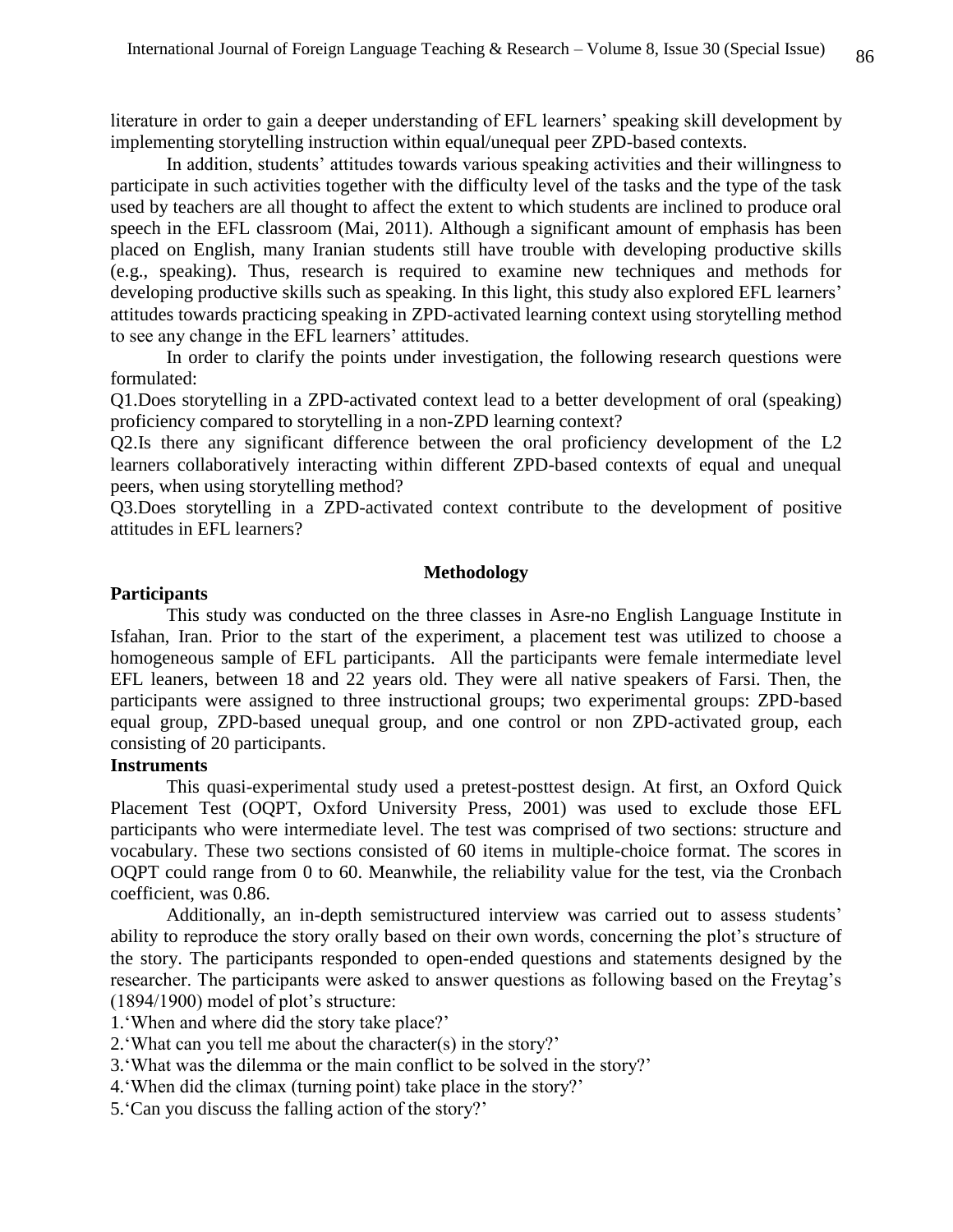literature in order to gain a deeper understanding of EFL learners' speaking skill development by implementing storytelling instruction within equal/unequal peer ZPD-based contexts.

In addition, students' attitudes towards various speaking activities and their willingness to participate in such activities together with the difficulty level of the tasks and the type of the task used by teachers are all thought to affect the extent to which students are inclined to produce oral speech in the EFL classroom (Mai, 2011). Although a significant amount of emphasis has been placed on English, many Iranian students still have trouble with developing productive skills (e.g., speaking). Thus, research is required to examine new techniques and methods for developing productive skills such as speaking. In this light, this study also explored EFL learners' attitudes towards practicing speaking in ZPD-activated learning context using storytelling method to see any change in the EFL learners' attitudes.

In order to clarify the points under investigation, the following research questions were formulated:

Q1.Does storytelling in a ZPD-activated context lead to a better development of oral (speaking) proficiency compared to storytelling in a non-ZPD learning context?

Q2.Is there any significant difference between the oral proficiency development of the L2 learners collaboratively interacting within different ZPD-based contexts of equal and unequal peers, when using storytelling method?

Q3.Does storytelling in a ZPD-activated context contribute to the development of positive attitudes in EFL learners?

## Methodology

### Participants

This study was conducted on the three classes in Asre-no English Language Institute in Isfahan, Iran. Prior to the start of the experiment, a placement test was utilized to choose a homogeneous sample of EFL participants. All the participants were female intermediate level EFL leaners, between 18 and 22 years old. They were all native speakers of Farsi. Then, the participants were assigned to three instructional groups; two experimental groups: ZPD-based equal group, ZPD-based unequal group, and one control or non ZPD-activated group, each consisting of 20 participants.

### Instruments

This quasi-experimental study used a pretest-posttest design. At first, an Oxford Quick Placement Test (OQPT, Oxford University Press, 2001) was used to exclude those EFL participants who were intermediate level. The test was comprised of two sections: structure and vocabulary. These two sections consisted of 60 items in multiple-choice format. The scores in OQPT could range from 0 to 60. Meanwhile, the reliability value for the test, via the Cronbach coefficient, was 0.86.

Additionally, an in-depth semistructured interview was carried out to assess students' ability to reproduce the story orally based on their own words, concerning the plot's structure of the story. The participants responded to open-ended questions and statements designed by the researcher. The participants were asked to answer questions as following based on the Freytag's (1894/1900) model of plot's structure:

1.'When and where did the story take place?'

2.'What can you tell me about the character(s) in the story?'

3.'What was the dilemma or the main conflict to be solved in the story?'

4.'When did the climax (turning point) take place in the story?'

5.'Can you discuss the falling action of the story?'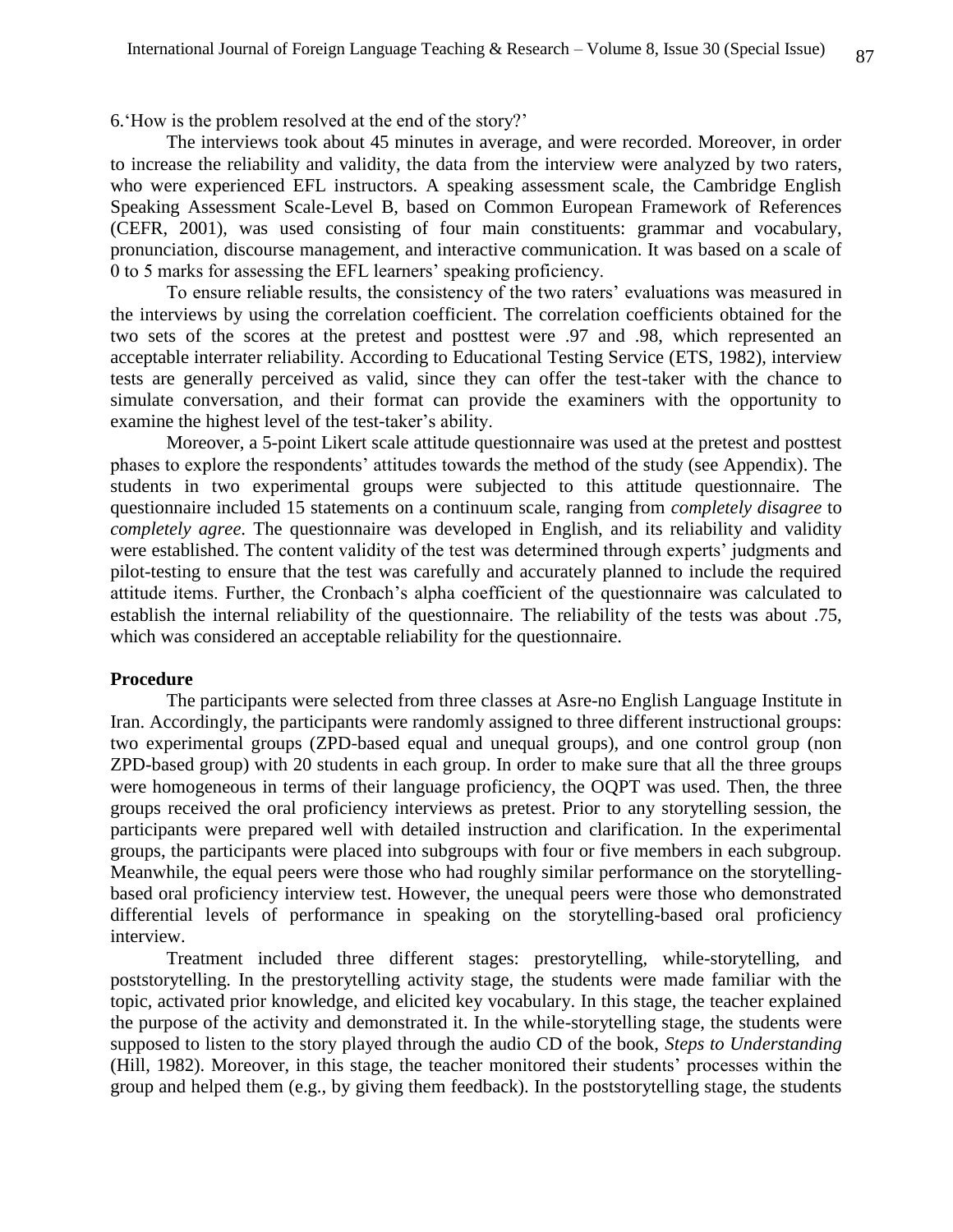6.'How is the problem resolved at the end of the story?'

The interviews took about 45 minutes in average, and were recorded. Moreover, in order to increase the reliability and validity, the data from the interview were analyzed by two raters, who were experienced EFL instructors. A speaking assessment scale, the Cambridge English Speaking Assessment Scale-Level B, based on Common European Framework of References (CEFR, 2001), was used consisting of four main constituents: grammar and vocabulary, pronunciation, discourse management, and interactive communication. It was based on a scale of 0 to 5 marks for assessing the EFL learners' speaking proficiency.

To ensure reliable results, the consistency of the two raters' evaluations was measured in the interviews by using the correlation coefficient. The correlation coefficients obtained for the two sets of the scores at the pretest and posttest were .97 and .98, which represented an acceptable interrater reliability. According to Educational Testing Service (ETS, 1982), interview tests are generally perceived as valid, since they can offer the test-taker with the chance to simulate conversation, and their format can provide the examiners with the opportunity to examine the highest level of the test-taker's ability.

Moreover, a 5-point Likert scale attitude questionnaire was used at the pretest and posttest phases to explore the respondents' attitudes towards the method of the study (see Appendix). The students in two experimental groups were subjected to this attitude questionnaire. The questionnaire included 15 statements on a continuum scale, ranging from *completely disagree* to *completely agree*. The questionnaire was developed in English, and its reliability and validity were established. The content validity of the test was determined through experts' judgments and pilot-testing to ensure that the test was carefully and accurately planned to include the required attitude items. Further, the Cronbach's alpha coefficient of the questionnaire was calculated to establish the internal reliability of the questionnaire. The reliability of the tests was about .75, which was considered an acceptable reliability for the questionnaire.

## Procedure

The participants were selected from three classes at Asre-no English Language Institute in Iran. Accordingly, the participants were randomly assigned to three different instructional groups: two experimental groups (ZPD-based equal and unequal groups), and one control group (non ZPD-based group) with 20 students in each group. In order to make sure that all the three groups were homogeneous in terms of their language proficiency, the OQPT was used. Then, the three groups received the oral proficiency interviews as pretest. Prior to any storytelling session, the participants were prepared well with detailed instruction and clarification. In the experimental groups, the participants were placed into subgroups with four or five members in each subgroup. Meanwhile, the equal peers were those who had roughly similar performance on the storytelling-based oral proficiency interview test. However, the unequal peers were those who demonstrated differential levels of performance in speaking on the storytelling-based oral proficiency interview.

Treatment included three different stages: prestorytelling, while-storytelling, and poststorytelling. In the prestorytelling activity stage, the students were made familiar with the topic, activated prior knowledge, and elicited key vocabulary. In this stage, the teacher explained the purpose of the activity and demonstrated it. In the while-storytelling stage, the students were supposed to listen to the story played through the audio CD of the book, *Steps to Understanding* (Hill, 1982). Moreover, in this stage, the teacher monitored their students' processes within the group and helped them (e.g., by giving them feedback). In the poststorytelling stage, the students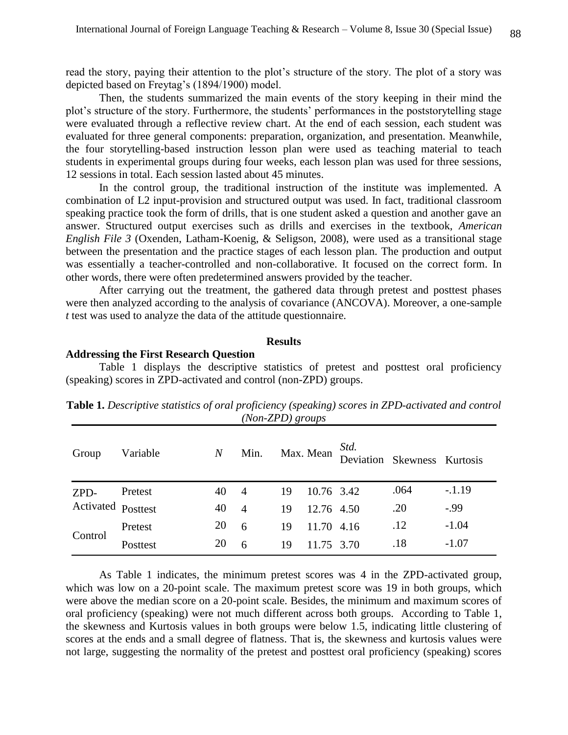read the story, paying their attention to the plot's structure of the story. The plot of a story was depicted based on Freytag's (1894/1900) model.

Then, the students summarized the main events of the story keeping in their mind the plot's structure of the story. Furthermore, the students' performances in the poststorytelling stage were evaluated through a reflective review chart. At the end of each session, each student was evaluated for three general components: preparation, organization, and presentation. Meanwhile, the four storytelling-based instruction lesson plan were used as teaching material to teach students in experimental groups during four weeks, each lesson plan was used for three sessions, 12 sessions in total. Each session lasted about 45 minutes.

In the control group, the traditional instruction of the institute was implemented. A combination of L2 input-provision and structured output was used. In fact, traditional classroom speaking practice took the form of drills, that is one student asked a question and another gave an answer. Structured output exercises such as drills and exercises in the textbook, *American English File 3* (Oxenden, Latham-Koenig, & Seligson, 2008), were used as a transitional stage between the presentation and the practice stages of each lesson plan. The production and output was essentially a teacher-controlled and non-collaborative. It focused on the correct form. In other words, there were often predetermined answers provided by the teacher.

After carrying out the treatment, the gathered data through pretest and posttest phases were then analyzed according to the analysis of covariance (ANCOVA). Moreover, a one-sample *t* test was used to analyze the data of the attitude questionnaire.

## Results

### Addressing the First Research Question

Table 1 displays the descriptive statistics of pretest and posttest oral proficiency (speaking) scores in ZPD-activated and control (non-ZPD) groups.

**Table 1.** *Descriptive statistics of oral proficiency (speaking) scores in ZPD-activated and control (Non-ZPD) groups*

| Group | Variable | *N* | Min. | Max. | Mean | *Std.* Deviation | Skewness | Kurtosis |
|---|---|---|---|---|---|---|---|---|
| ZPD-Activated | Pretest | 40 | 4 | 19 | 10.76 | 3.42 | .064 | -.1.19 |
| | Posttest | 40 | 4 | 19 | 12.76 | 4.50 | .20 | -.99 |
| Control | Pretest | 20 | 6 | 19 | 11.70 | 4.16 | .12 | -1.04 |
| | Posttest | 20 | 6 | 19 | 11.75 | 3.70 | .18 | -1.07 |

As Table 1 indicates, the minimum pretest scores was 4 in the ZPD-activated group, which was low on a 20-point scale. The maximum pretest score was 19 in both groups, which were above the median score on a 20-point scale. Besides, the minimum and maximum scores of oral proficiency (speaking) were not much different across both groups. According to Table 1, the skewness and Kurtosis values in both groups were below 1.5, indicating little clustering of scores at the ends and a small degree of flatness. That is, the skewness and kurtosis values were not large, suggesting the normality of the pretest and posttest oral proficiency (speaking) scores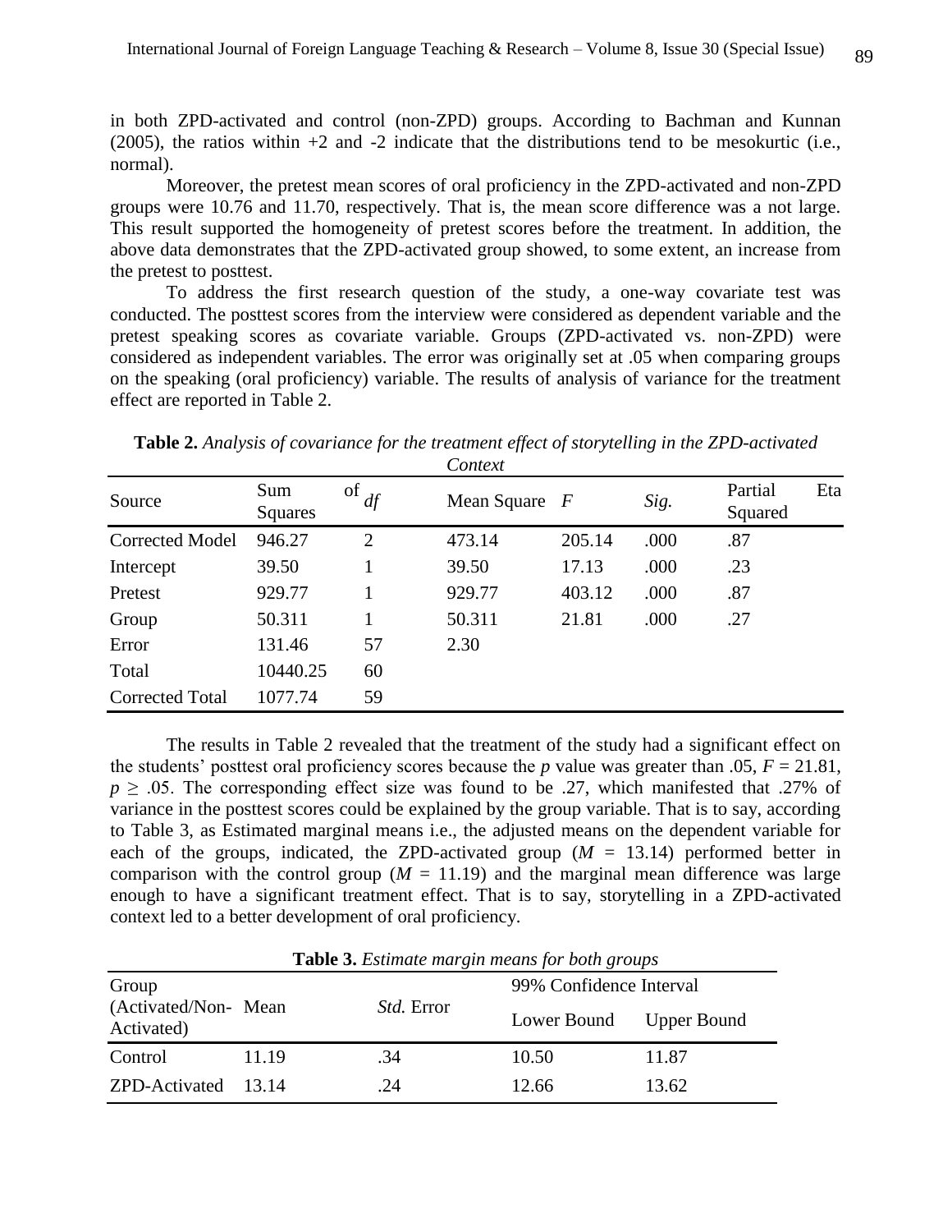in both ZPD-activated and control (non-ZPD) groups. According to Bachman and Kunnan (2005), the ratios within +2 and -2 indicate that the distributions tend to be mesokurtic (i.e., normal).

Moreover, the pretest mean scores of oral proficiency in the ZPD-activated and non-ZPD groups were 10.76 and 11.70, respectively. That is, the mean score difference was a not large. This result supported the homogeneity of pretest scores before the treatment. In addition, the above data demonstrates that the ZPD-activated group showed, to some extent, an increase from the pretest to posttest.

To address the first research question of the study, a one-way covariate test was conducted. The posttest scores from the interview were considered as dependent variable and the pretest speaking scores as covariate variable. Groups (ZPD-activated vs. non-ZPD) were considered as independent variables. The error was originally set at .05 when comparing groups on the speaking (oral proficiency) variable. The results of analysis of variance for the treatment effect are reported in Table 2.

**Table 2.** *Analysis of covariance for the treatment effect of storytelling in the ZPD-activated Context*

| Source | Sum of Squares | *df* | Mean Square | *F* | *Sig.* | Partial Eta Squared |
|---|---|---|---|---|---|---|
| Corrected Model | 946.27 | 2 | 473.14 | 205.14 | .000 | .87 |
| Intercept | 39.50 | 1 | 39.50 | 17.13 | .000 | .23 |
| Pretest | 929.77 | 1 | 929.77 | 403.12 | .000 | .87 |
| Group | 50.311 | 1 | 50.311 | 21.81 | .000 | .27 |
| Error | 131.46 | 57 | 2.30 | | | |
| Total | 10440.25 | 60 | | | | |
| Corrected Total | 1077.74 | 59 | | | | |

The results in Table 2 revealed that the treatment of the study had a significant effect on the students' posttest oral proficiency scores because the *p* value was greater than .05, $F = 21.81$, $p \geq .05$. The corresponding effect size was found to be .27, which manifested that .27% of variance in the posttest scores could be explained by the group variable. That is to say, according to Table 3, as Estimated marginal means i.e., the adjusted means on the dependent variable for each of the groups, indicated, the ZPD-activated group ($M = 13.14$) performed better in comparison with the control group ($M = 11.19$) and the marginal mean difference was large enough to have a significant treatment effect. That is to say, storytelling in a ZPD-activated context led to a better development of oral proficiency.

**Table 3.** *Estimate margin means for both groups*

| Group (Activated/Non-Activated) | Mean | *Std.* Error | 99% Confidence Interval | |
|---|---|---|---|---|
| | | | Lower Bound | Upper Bound |
| Control | 11.19 | .34 | 10.50 | 11.87 |
| ZPD-Activated | 13.14 | .24 | 12.66 | 13.62 |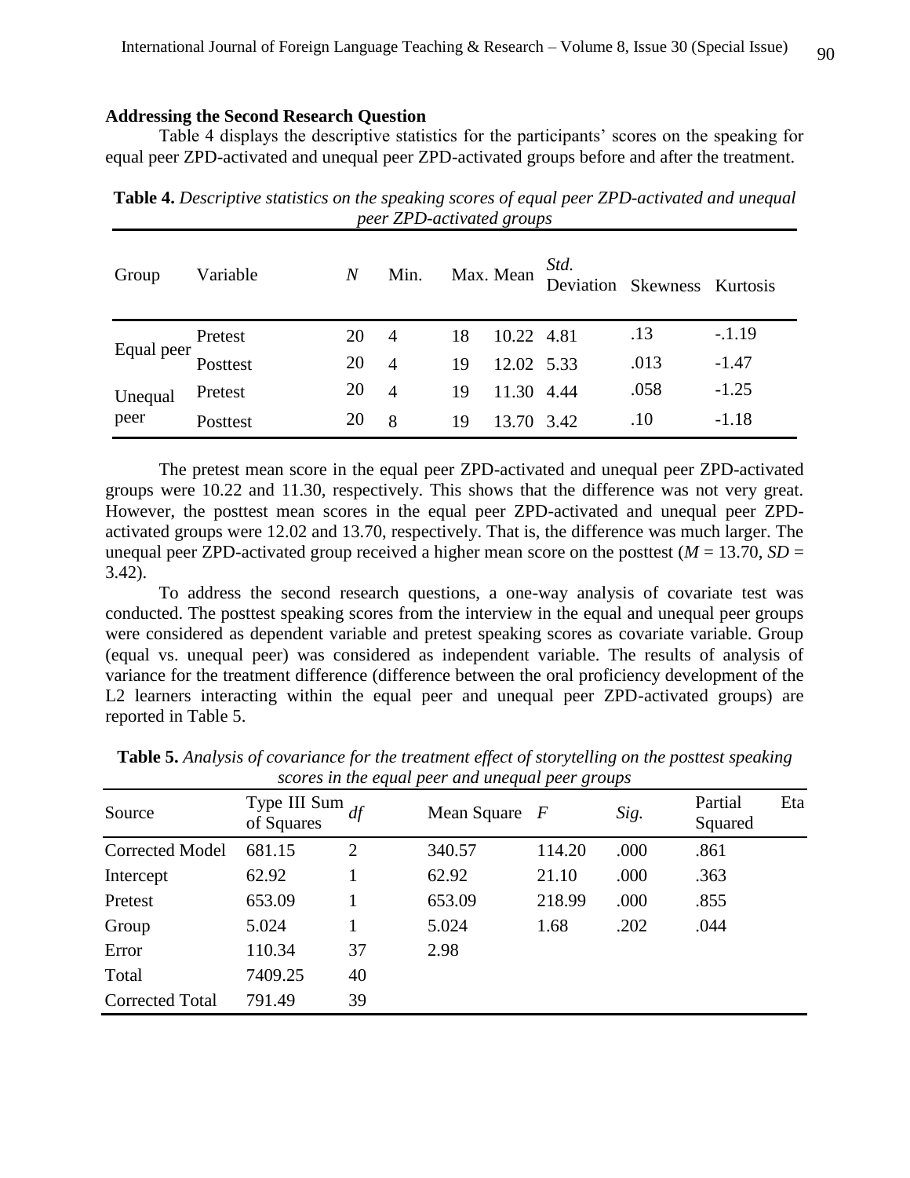**Addressing the Second Research Question**

Table 4 displays the descriptive statistics for the participants' scores on the speaking for equal peer ZPD-activated and unequal peer ZPD-activated groups before and after the treatment.

**Table 4.** *Descriptive statistics on the speaking scores of equal peer ZPD-activated and unequal peer ZPD-activated groups*

| Group | Variable | *N* | Min. | Max. | Mean | *Std.* Deviation | Skewness | Kurtosis |
|---|---|---|---|---|---|---|---|---|
| Equal peer | Pretest | 20 | 4 | 18 | 10.22 | 4.81 | .13 | -.1.19 |
| | Posttest | 20 | 4 | 19 | 12.02 | 5.33 | .013 | -1.47 |
| Unequal peer | Pretest | 20 | 4 | 19 | 11.30 | 4.44 | .058 | -1.25 |
| | Posttest | 20 | 8 | 19 | 13.70 | 3.42 | .10 | -1.18 |

The pretest mean score in the equal peer ZPD-activated and unequal peer ZPD-activated groups were 10.22 and 11.30, respectively. This shows that the difference was not very great. However, the posttest mean scores in the equal peer ZPD-activated and unequal peer ZPD-activated groups were 12.02 and 13.70, respectively. That is, the difference was much larger. The unequal peer ZPD-activated group received a higher mean score on the posttest ($M$ = 13.70, $SD$ = 3.42).

To address the second research questions, a one-way analysis of covariate test was conducted. The posttest speaking scores from the interview in the equal and unequal peer groups were considered as dependent variable and pretest speaking scores as covariate variable. Group (equal vs. unequal peer) was considered as independent variable. The results of analysis of variance for the treatment difference (difference between the oral proficiency development of the L2 learners interacting within the equal peer and unequal peer ZPD-activated groups) are reported in Table 5.

**Table 5.** *Analysis of covariance for the treatment effect of storytelling on the posttest speaking scores in the equal peer and unequal peer groups*

| Source | Type III Sum of Squares | *df* | Mean Square | *F* | *Sig.* | Partial Eta Squared |
|---|---|---|---|---|---|---|
| Corrected Model | 681.15 | 2 | 340.57 | 114.20 | .000 | .861 |
| Intercept | 62.92 | 1 | 62.92 | 21.10 | .000 | .363 |
| Pretest | 653.09 | 1 | 653.09 | 218.99 | .000 | .855 |
| Group | 5.024 | 1 | 5.024 | 1.68 | .202 | .044 |
| Error | 110.34 | 37 | 2.98 | | | |
| Total | 7409.25 | 40 | | | | |
| Corrected Total | 791.49 | 39 | | | | |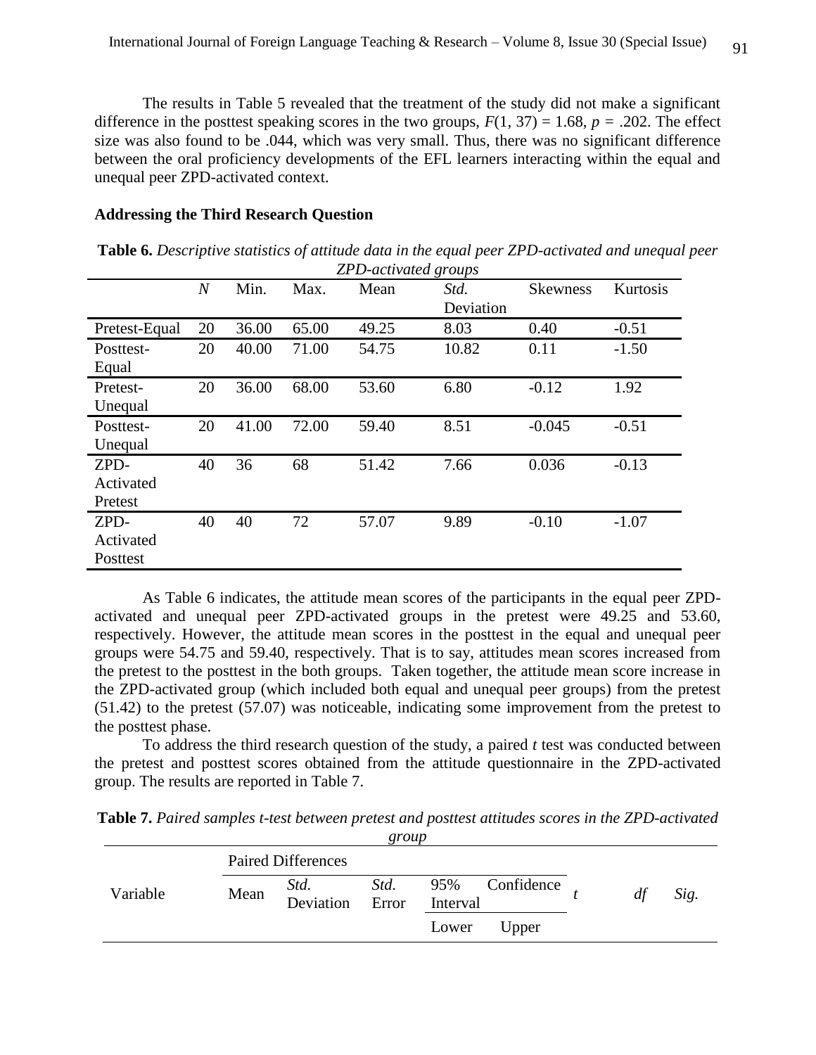The results in Table 5 revealed that the treatment of the study did not make a significant difference in the posttest speaking scores in the two groups, $F(1, 37) = 1.68$, $p = .202$. The effect size was also found to be .044, which was very small. Thus, there was no significant difference between the oral proficiency developments of the EFL learners interacting within the equal and unequal peer ZPD-activated context.

**Addressing the Third Research Question**

**Table 6.** *Descriptive statistics of attitude data in the equal peer ZPD-activated and unequal peer ZPD-activated groups*

| | *N* | Min. | Max. | Mean | *Std. Deviation* | Skewness | Kurtosis |
|---|---|---|---|---|---|---|---|
| Pretest-Equal | 20 | 36.00 | 65.00 | 49.25 | 8.03 | 0.40 | -0.51 |
| Posttest-Equal | 20 | 40.00 | 71.00 | 54.75 | 10.82 | 0.11 | -1.50 |
| Pretest-Unequal | 20 | 36.00 | 68.00 | 53.60 | 6.80 | -0.12 | 1.92 |
| Posttest-Unequal | 20 | 41.00 | 72.00 | 59.40 | 8.51 | -0.045 | -0.51 |
| ZPD-Activated Pretest | 40 | 36 | 68 | 51.42 | 7.66 | 0.036 | -0.13 |
| ZPD-Activated Posttest | 40 | 40 | 72 | 57.07 | 9.89 | -0.10 | -1.07 |

As Table 6 indicates, the attitude mean scores of the participants in the equal peer ZPD-activated and unequal peer ZPD-activated groups in the pretest were 49.25 and 53.60, respectively. However, the attitude mean scores in the posttest in the equal and unequal peer groups were 54.75 and 59.40, respectively. That is to say, attitudes mean scores increased from the pretest to the posttest in the both groups. Taken together, the attitude mean score increase in the ZPD-activated group (which included both equal and unequal peer groups) from the pretest (51.42) to the pretest (57.07) was noticeable, indicating some improvement from the pretest to the posttest phase.

To address the third research question of the study, a paired *t* test was conducted between the pretest and posttest scores obtained from the attitude questionnaire in the ZPD-activated group. The results are reported in Table 7.

**Table 7.** *Paired samples t-test between pretest and posttest attitudes scores in the ZPD-activated group*

| Variable | Paired Differences | | | | | *t* | *df* | *Sig.* |
|---|---|---|---|---|---|---|---|---|
| | Mean | *Std. Deviation* | *Std. Error* | 95% Confidence Interval | | | | |
| | | | | Lower | Upper | | | |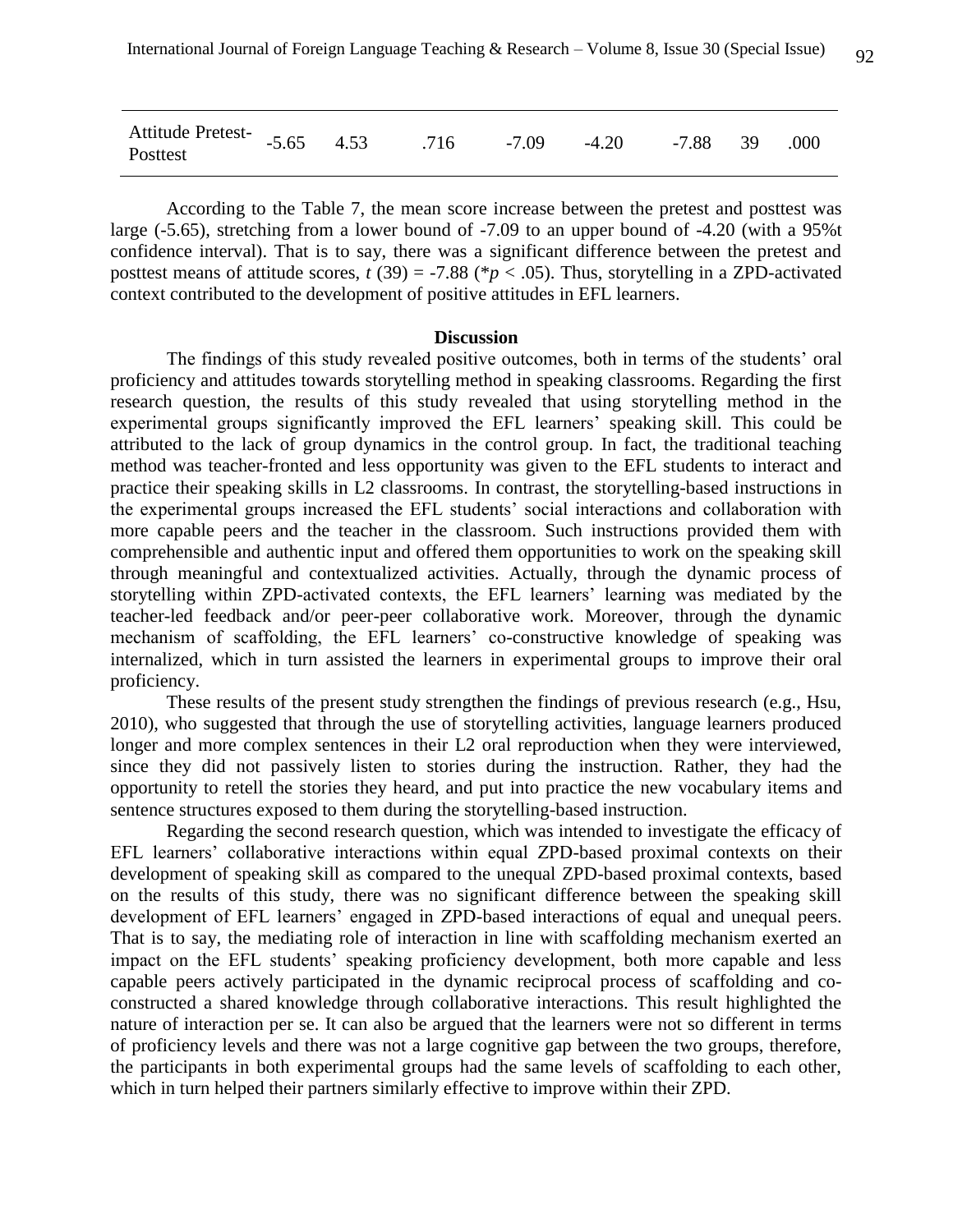| | | | | | | | | |
|---|---|---|---|---|---|---|---|---|
| Attitude Pretest-Posttest | -5.65 | 4.53 | .716 | -7.09 | -4.20 | -7.88 | 39 | .000 |

According to the Table 7, the mean score increase between the pretest and posttest was large (-5.65), stretching from a lower bound of -7.09 to an upper bound of -4.20 (with a 95%t confidence interval). That is to say, there was a significant difference between the pretest and posttest means of attitude scores, $t$ (39) = -7.88 (*$p$ < .05). Thus, storytelling in a ZPD-activated context contributed to the development of positive attitudes in EFL learners.

## Discussion

The findings of this study revealed positive outcomes, both in terms of the students' oral proficiency and attitudes towards storytelling method in speaking classrooms. Regarding the first research question, the results of this study revealed that using storytelling method in the experimental groups significantly improved the EFL learners' speaking skill. This could be attributed to the lack of group dynamics in the control group. In fact, the traditional teaching method was teacher-fronted and less opportunity was given to the EFL students to interact and practice their speaking skills in L2 classrooms. In contrast, the storytelling-based instructions in the experimental groups increased the EFL students' social interactions and collaboration with more capable peers and the teacher in the classroom. Such instructions provided them with comprehensible and authentic input and offered them opportunities to work on the speaking skill through meaningful and contextualized activities. Actually, through the dynamic process of storytelling within ZPD-activated contexts, the EFL learners' learning was mediated by the teacher-led feedback and/or peer-peer collaborative work. Moreover, through the dynamic mechanism of scaffolding, the EFL learners' co-constructive knowledge of speaking was internalized, which in turn assisted the learners in experimental groups to improve their oral proficiency.

These results of the present study strengthen the findings of previous research (e.g., Hsu, 2010), who suggested that through the use of storytelling activities, language learners produced longer and more complex sentences in their L2 oral reproduction when they were interviewed, since they did not passively listen to stories during the instruction. Rather, they had the opportunity to retell the stories they heard, and put into practice the new vocabulary items and sentence structures exposed to them during the storytelling-based instruction.

Regarding the second research question, which was intended to investigate the efficacy of EFL learners' collaborative interactions within equal ZPD-based proximal contexts on their development of speaking skill as compared to the unequal ZPD-based proximal contexts, based on the results of this study, there was no significant difference between the speaking skill development of EFL learners' engaged in ZPD-based interactions of equal and unequal peers. That is to say, the mediating role of interaction in line with scaffolding mechanism exerted an impact on the EFL students' speaking proficiency development, both more capable and less capable peers actively participated in the dynamic reciprocal process of scaffolding and co-constructed a shared knowledge through collaborative interactions. This result highlighted the nature of interaction per se. It can also be argued that the learners were not so different in terms of proficiency levels and there was not a large cognitive gap between the two groups, therefore, the participants in both experimental groups had the same levels of scaffolding to each other, which in turn helped their partners similarly effective to improve within their ZPD.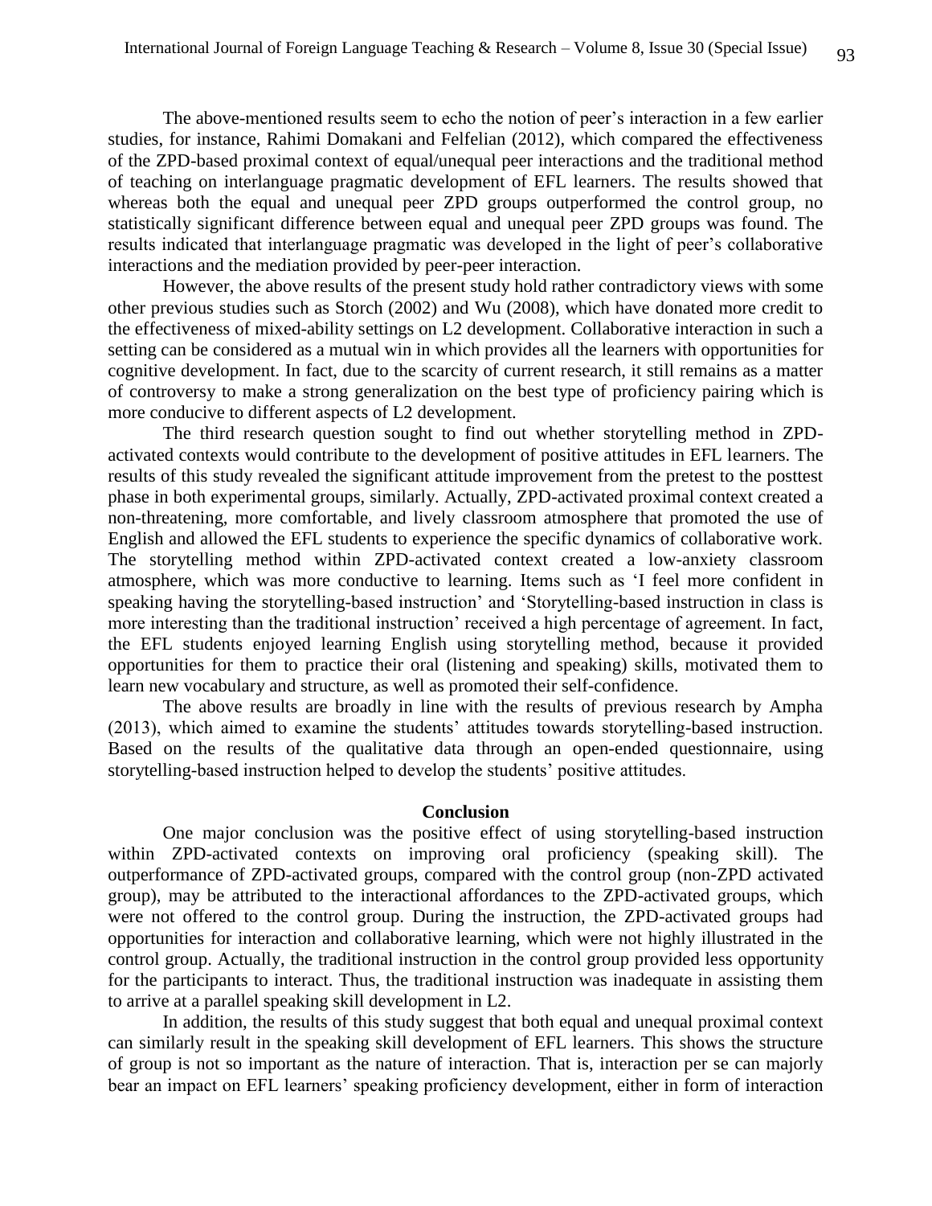The above-mentioned results seem to echo the notion of peer's interaction in a few earlier studies, for instance, Rahimi Domakani and Felfelian (2012), which compared the effectiveness of the ZPD-based proximal context of equal/unequal peer interactions and the traditional method of teaching on interlanguage pragmatic development of EFL learners. The results showed that whereas both the equal and unequal peer ZPD groups outperformed the control group, no statistically significant difference between equal and unequal peer ZPD groups was found. The results indicated that interlanguage pragmatic was developed in the light of peer's collaborative interactions and the mediation provided by peer-peer interaction.

However, the above results of the present study hold rather contradictory views with some other previous studies such as Storch (2002) and Wu (2008), which have donated more credit to the effectiveness of mixed-ability settings on L2 development. Collaborative interaction in such a setting can be considered as a mutual win in which provides all the learners with opportunities for cognitive development. In fact, due to the scarcity of current research, it still remains as a matter of controversy to make a strong generalization on the best type of proficiency pairing which is more conducive to different aspects of L2 development.

The third research question sought to find out whether storytelling method in ZPD-activated contexts would contribute to the development of positive attitudes in EFL learners. The results of this study revealed the significant attitude improvement from the pretest to the posttest phase in both experimental groups, similarly. Actually, ZPD-activated proximal context created a non-threatening, more comfortable, and lively classroom atmosphere that promoted the use of English and allowed the EFL students to experience the specific dynamics of collaborative work. The storytelling method within ZPD-activated context created a low-anxiety classroom atmosphere, which was more conductive to learning. Items such as 'I feel more confident in speaking having the storytelling-based instruction' and 'Storytelling-based instruction in class is more interesting than the traditional instruction' received a high percentage of agreement. In fact, the EFL students enjoyed learning English using storytelling method, because it provided opportunities for them to practice their oral (listening and speaking) skills, motivated them to learn new vocabulary and structure, as well as promoted their self-confidence.

The above results are broadly in line with the results of previous research by Ampha (2013), which aimed to examine the students' attitudes towards storytelling-based instruction. Based on the results of the qualitative data through an open-ended questionnaire, using storytelling-based instruction helped to develop the students' positive attitudes.

## Conclusion

One major conclusion was the positive effect of using storytelling-based instruction within ZPD-activated contexts on improving oral proficiency (speaking skill). The outperformance of ZPD-activated groups, compared with the control group (non-ZPD activated group), may be attributed to the interactional affordances to the ZPD-activated groups, which were not offered to the control group. During the instruction, the ZPD-activated groups had opportunities for interaction and collaborative learning, which were not highly illustrated in the control group. Actually, the traditional instruction in the control group provided less opportunity for the participants to interact. Thus, the traditional instruction was inadequate in assisting them to arrive at a parallel speaking skill development in L2.

In addition, the results of this study suggest that both equal and unequal proximal context can similarly result in the speaking skill development of EFL learners. This shows the structure of group is not so important as the nature of interaction. That is, interaction per se can majorly bear an impact on EFL learners' speaking proficiency development, either in form of interaction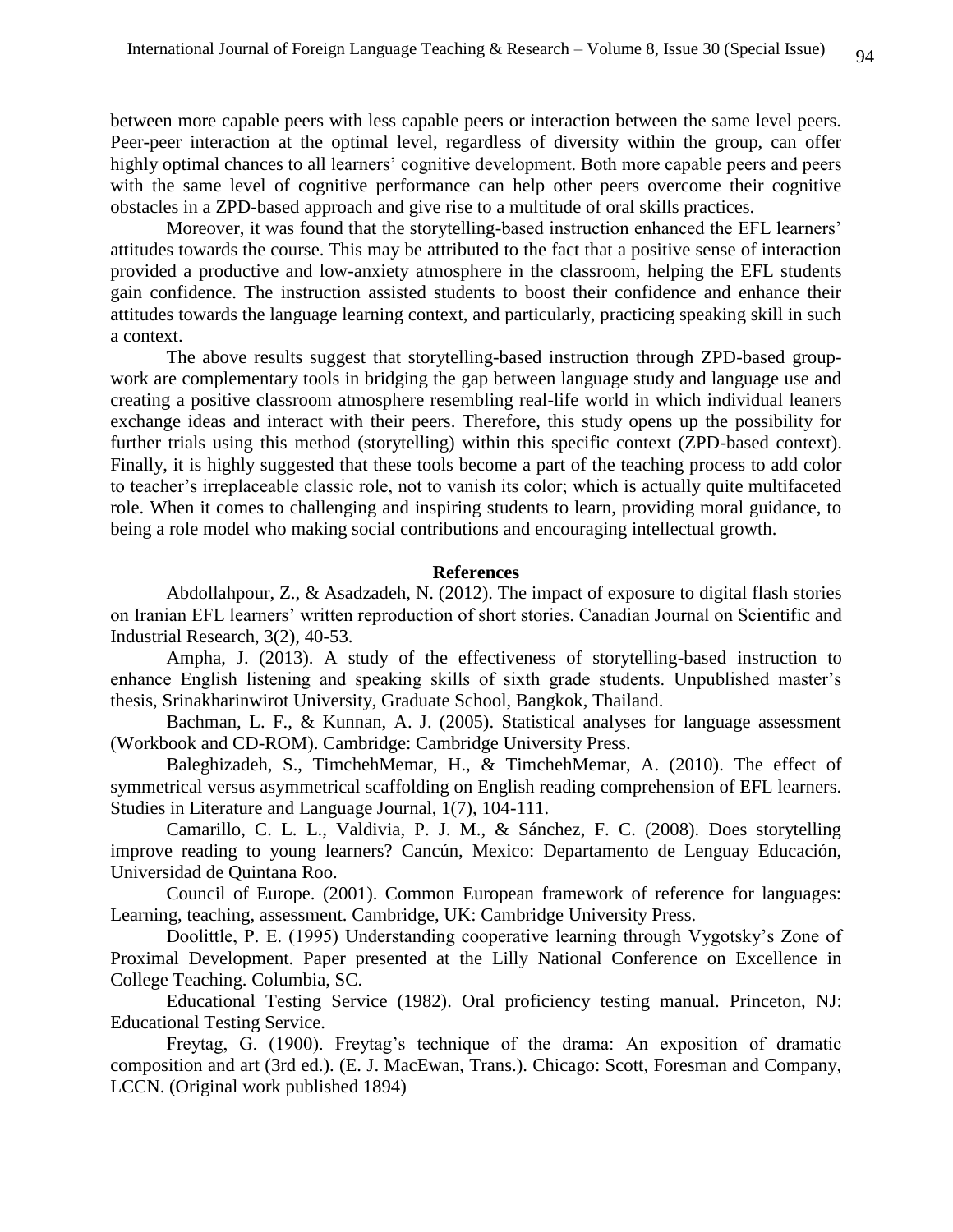between more capable peers with less capable peers or interaction between the same level peers. Peer-peer interaction at the optimal level, regardless of diversity within the group, can offer highly optimal chances to all learners' cognitive development. Both more capable peers and peers with the same level of cognitive performance can help other peers overcome their cognitive obstacles in a ZPD-based approach and give rise to a multitude of oral skills practices.

Moreover, it was found that the storytelling-based instruction enhanced the EFL learners' attitudes towards the course. This may be attributed to the fact that a positive sense of interaction provided a productive and low-anxiety atmosphere in the classroom, helping the EFL students gain confidence. The instruction assisted students to boost their confidence and enhance their attitudes towards the language learning context, and particularly, practicing speaking skill in such a context.

The above results suggest that storytelling-based instruction through ZPD-based group-work are complementary tools in bridging the gap between language study and language use and creating a positive classroom atmosphere resembling real-life world in which individual leaners exchange ideas and interact with their peers. Therefore, this study opens up the possibility for further trials using this method (storytelling) within this specific context (ZPD-based context). Finally, it is highly suggested that these tools become a part of the teaching process to add color to teacher's irreplaceable classic role, not to vanish its color; which is actually quite multifaceted role. When it comes to challenging and inspiring students to learn, providing moral guidance, to being a role model who making social contributions and encouraging intellectual growth.

## References

Abdollahpour, Z., & Asadzadeh, N. (2012). The impact of exposure to digital flash stories on Iranian EFL learners' written reproduction of short stories. Canadian Journal on Scientific and Industrial Research, 3(2), 40-53.

Ampha, J. (2013). A study of the effectiveness of storytelling-based instruction to enhance English listening and speaking skills of sixth grade students. Unpublished master's thesis, Srinakharinwirot University, Graduate School, Bangkok, Thailand.

Bachman, L. F., & Kunnan, A. J. (2005). Statistical analyses for language assessment (Workbook and CD-ROM). Cambridge: Cambridge University Press.

Baleghizadeh, S., TimchehMemar, H., & TimchehMemar, A. (2010). The effect of symmetrical versus asymmetrical scaffolding on English reading comprehension of EFL learners. Studies in Literature and Language Journal, 1(7), 104-111.

Camarillo, C. L. L., Valdivia, P. J. M., & Sánchez, F. C. (2008). Does storytelling improve reading to young learners? Cancún, Mexico: Departamento de Lenguay Educación, Universidad de Quintana Roo.

Council of Europe. (2001). Common European framework of reference for languages: Learning, teaching, assessment. Cambridge, UK: Cambridge University Press.

Doolittle, P. E. (1995) Understanding cooperative learning through Vygotsky's Zone of Proximal Development. Paper presented at the Lilly National Conference on Excellence in College Teaching. Columbia, SC.

Educational Testing Service (1982). Oral proficiency testing manual. Princeton, NJ: Educational Testing Service.

Freytag, G. (1900). Freytag's technique of the drama: An exposition of dramatic composition and art (3rd ed.). (E. J. MacEwan, Trans.). Chicago: Scott, Foresman and Company, LCCN. (Original work published 1894)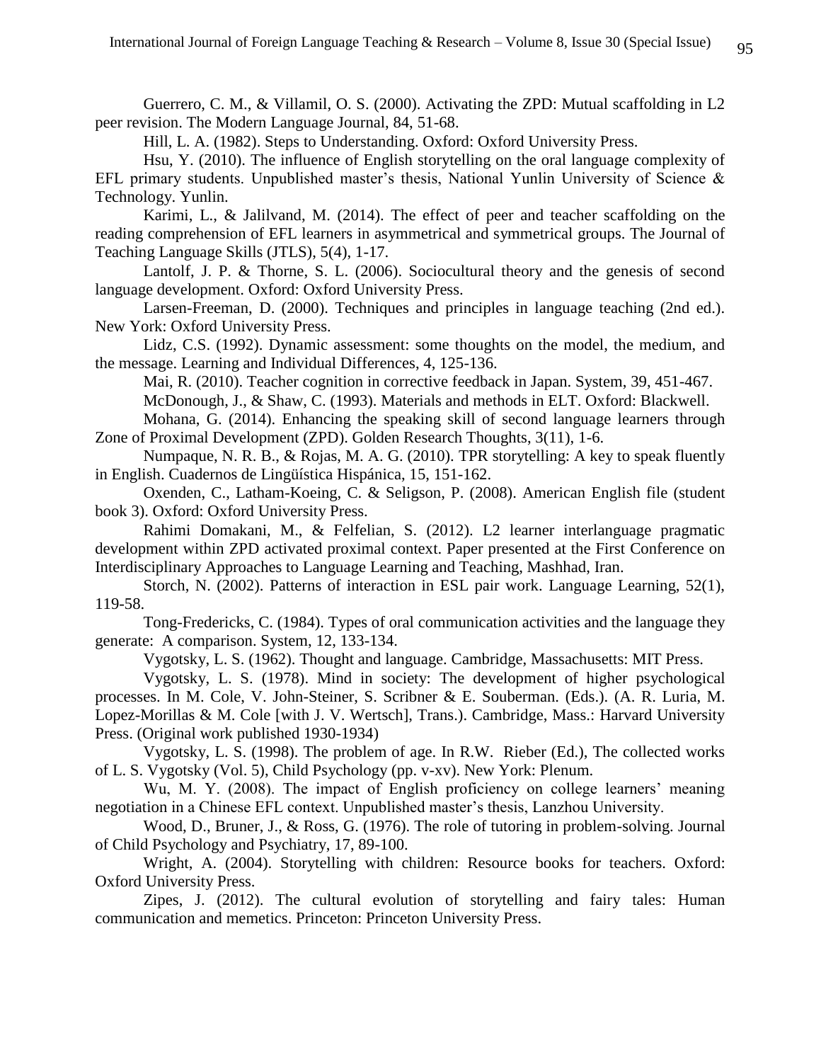Guerrero, C. M., & Villamil, O. S. (2000). Activating the ZPD: Mutual scaffolding in L2 peer revision. The Modern Language Journal, 84, 51-68.

Hill, L. A. (1982). Steps to Understanding. Oxford: Oxford University Press.

Hsu, Y. (2010). The influence of English storytelling on the oral language complexity of EFL primary students. Unpublished master's thesis, National Yunlin University of Science & Technology. Yunlin.

Karimi, L., & Jalilvand, M. (2014). The effect of peer and teacher scaffolding on the reading comprehension of EFL learners in asymmetrical and symmetrical groups. The Journal of Teaching Language Skills (JTLS), 5(4), 1-17.

Lantolf, J. P. & Thorne, S. L. (2006). Sociocultural theory and the genesis of second language development. Oxford: Oxford University Press.

Larsen-Freeman, D. (2000). Techniques and principles in language teaching (2nd ed.). New York: Oxford University Press.

Lidz, C.S. (1992). Dynamic assessment: some thoughts on the model, the medium, and the message. Learning and Individual Differences, 4, 125-136.

Mai, R. (2010). Teacher cognition in corrective feedback in Japan. System, 39, 451-467.

McDonough, J., & Shaw, C. (1993). Materials and methods in ELT. Oxford: Blackwell.

Mohana, G. (2014). Enhancing the speaking skill of second language learners through Zone of Proximal Development (ZPD). Golden Research Thoughts, 3(11), 1-6.

Numpaque, N. R. B., & Rojas, M. A. G. (2010). TPR storytelling: A key to speak fluently in English. Cuadernos de Lingüística Hispánica, 15, 151-162.

Oxenden, C., Latham-Koeing, C. & Seligson, P. (2008). American English file (student book 3). Oxford: Oxford University Press.

Rahimi Domakani, M., & Felfelian, S. (2012). L2 learner interlanguage pragmatic development within ZPD activated proximal context. Paper presented at the First Conference on Interdisciplinary Approaches to Language Learning and Teaching, Mashhad, Iran.

Storch, N. (2002). Patterns of interaction in ESL pair work. Language Learning, 52(1), 119-58.

Tong-Fredericks, C. (1984). Types of oral communication activities and the language they generate: A comparison. System, 12, 133-134.

Vygotsky, L. S. (1962). Thought and language. Cambridge, Massachusetts: MIT Press.

Vygotsky, L. S. (1978). Mind in society: The development of higher psychological processes. In M. Cole, V. John-Steiner, S. Scribner & E. Souberman. (Eds.). (A. R. Luria, M. Lopez-Morillas & M. Cole [with J. V. Wertsch], Trans.). Cambridge, Mass.: Harvard University Press. (Original work published 1930-1934)

Vygotsky, L. S. (1998). The problem of age. In R.W. Rieber (Ed.), The collected works of L. S. Vygotsky (Vol. 5), Child Psychology (pp. v-xv). New York: Plenum.

Wu, M. Y. (2008). The impact of English proficiency on college learners' meaning negotiation in a Chinese EFL context. Unpublished master's thesis, Lanzhou University.

Wood, D., Bruner, J., & Ross, G. (1976). The role of tutoring in problem-solving. Journal of Child Psychology and Psychiatry, 17, 89-100.

Wright, A. (2004). Storytelling with children: Resource books for teachers. Oxford: Oxford University Press.

Zipes, J. (2012). The cultural evolution of storytelling and fairy tales: Human communication and memetics. Princeton: Princeton University Press.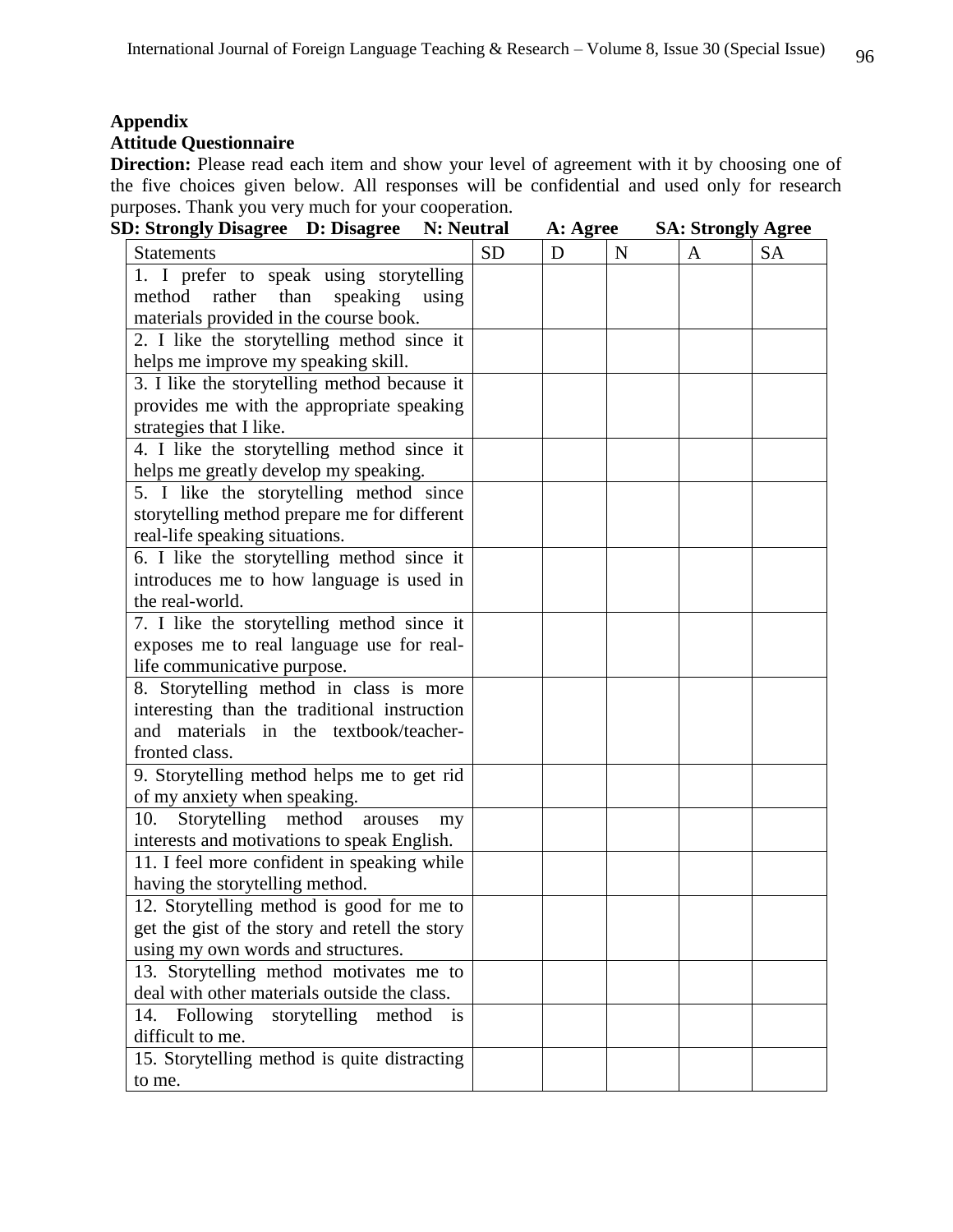## Appendix

### Attitude Questionnaire

**Direction:** Please read each item and show your level of agreement with it by choosing one of the five choices given below. All responses will be confidential and used only for research purposes. Thank you very much for your cooperation.

**SD: Strongly Disagree D: Disagree N: Neutral A: Agree SA: Strongly Agree**

| Statements | SD | D | N | A | SA |
|---|---|---|---|---|---|
| 1. I prefer to speak using storytelling method rather than speaking using materials provided in the course book. | | | | | |
| 2. I like the storytelling method since it helps me improve my speaking skill. | | | | | |
| 3. I like the storytelling method because it provides me with the appropriate speaking strategies that I like. | | | | | |
| 4. I like the storytelling method since it helps me greatly develop my speaking. | | | | | |
| 5. I like the storytelling method since storytelling method prepare me for different real-life speaking situations. | | | | | |
| 6. I like the storytelling method since it introduces me to how language is used in the real-world. | | | | | |
| 7. I like the storytelling method since it exposes me to real language use for real-life communicative purpose. | | | | | |
| 8. Storytelling method in class is more interesting than the traditional instruction and materials in the textbook/teacher-fronted class. | | | | | |
| 9. Storytelling method helps me to get rid of my anxiety when speaking. | | | | | |
| 10. Storytelling method arouses my interests and motivations to speak English. | | | | | |
| 11. I feel more confident in speaking while having the storytelling method. | | | | | |
| 12. Storytelling method is good for me to get the gist of the story and retell the story using my own words and structures. | | | | | |
| 13. Storytelling method motivates me to deal with other materials outside the class. | | | | | |
| 14. Following storytelling method is difficult to me. | | | | | |
| 15. Storytelling method is quite distracting to me. | | | | | |